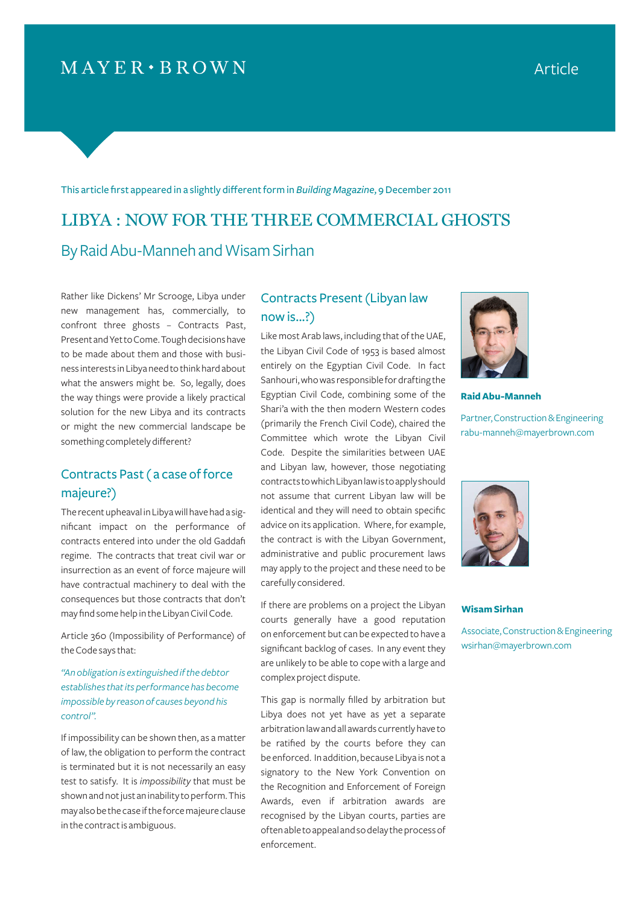MAYER • BROWN

Article

This article first appeared in a slightly different form in *Building Magazine*, 9 December 2011

# LIBYA : NOW FOR THE THREE COMMERCIAL GHOSTS

## By Raid Abu-Manneh and Wisam Sirhan

Rather like Dickens' Mr Scrooge, Libya under new management has, commercially, to confront three ghosts – Contracts Past, Present and Yet to Come. Tough decisions have to be made about them and those with business interests in Libya need to think hard about what the answers might be. So, legally, does the way things were provide a likely practical solution for the new Libya and its contracts or might the new commercial landscape be something completely different?

### Contracts Past ( a case of force majeure?)

The recent upheaval in Libya will have had a significant impact on the performance of contracts entered into under the old Gaddafi regime. The contracts that treat civil war or insurrection as an event of force majeure will have contractual machinery to deal with the consequences but those contracts that don't may find some help in the Libyan Civil Code.

Article 360 (Impossibility of Performance) of the Code says that:

*"An obligation is extinguished if the debtor establishes that its performance has become impossible by reason of causes beyond his control".*

If impossibility can be shown then, as a matter of law, the obligation to perform the contract is terminated but it is not necessarily an easy test to satisfy. It is *impossibility* that must be shown and not just an inability to perform. This may also be the case if the force majeure clause in the contract is ambiguous.

### Contracts Present (Libyan law now is...?)

Like most Arab laws, including that of the UAE, the Libyan Civil Code of 1953 is based almost entirely on the Egyptian Civil Code. In fact Sanhouri, who was responsible for drafting the Egyptian Civil Code, combining some of the Shari'a with the then modern Western codes (primarily the French Civil Code), chaired the Committee which wrote the Libyan Civil Code. Despite the similarities between UAE and Libyan law, however, those negotiating contracts to which Libyan law is to apply should not assume that current Libyan law will be identical and they will need to obtain specific advice on its application. Where, for example, the contract is with the Libyan Government, administrative and public procurement laws may apply to the project and these need to be carefully considered.

If there are problems on a project the Libyan courts generally have a good reputation on enforcement but can be expected to have a significant backlog of cases. In any event they are unlikely to be able to cope with a large and complex project dispute.

This gap is normally filled by arbitration but Libya does not yet have as yet a separate arbitration law and all awards currently have to be ratified by the courts before they can be enforced. In addition, because Libya is not a signatory to the New York Convention on the Recognition and Enforcement of Foreign Awards, even if arbitration awards are recognised by the Libyan courts, parties are often able to appeal and so delay the process of enforcement.

**Raid Abu-Manneh**

Partner, Construction & Engineering
rabu-manneh@mayerbrown.com

**Wisam Sirhan**

Associate, Construction & Engineering
wsirhan@mayerbrown.com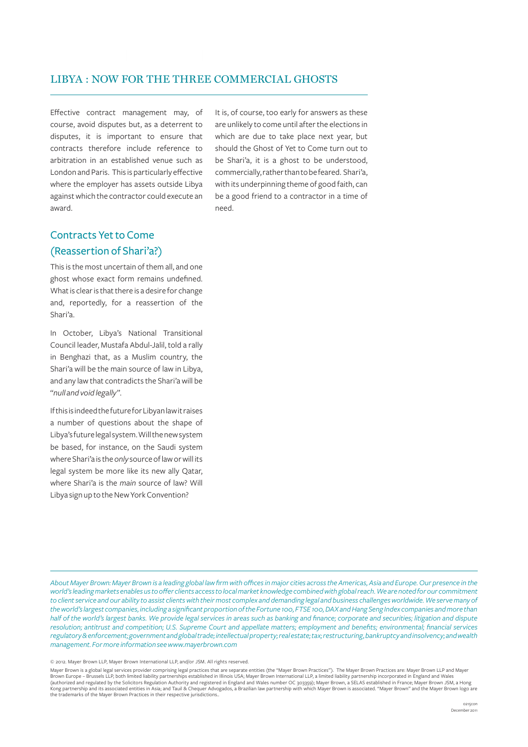Effective contract management may, of course, avoid disputes but, as a deterrent to disputes, it is important to ensure that contracts therefore include reference to arbitration in an established venue such as London and Paris. This is particularly effective where the employer has assets outside Libya against which the contractor could execute an award.

## Contracts Yet to Come (Reassertion of Shari'a?)

This is the most uncertain of them all, and one ghost whose exact form remains undefined. What is clear is that there is a desire for change and, reportedly, for a reassertion of the Shari'a.

In October, Libya's National Transitional Council leader, Mustafa Abdul-Jalil, told a rally in Benghazi that, as a Muslim country, the Shari'a will be the main source of law in Libya, and any law that contradicts the Shari'a will be "*null and void legally*".

If this is indeed the future for Libyan law it raises a number of questions about the shape of Libya's future legal system. Will the new system be based, for instance, on the Saudi system where Shari'a is the *only* source of law or will its legal system be more like its new ally Qatar, where Shari'a is the *main* source of law? Will Libya sign up to the New York Convention?

It is, of course, too early for answers as these are unlikely to come until after the elections in which are due to take place next year, but should the Ghost of Yet to Come turn out to be Shari'a, it is a ghost to be understood, commercially, rather than to be feared. Shari'a, with its underpinning theme of good faith, can be a good friend to a contractor in a time of need.

---

*About Mayer Brown: Mayer Brown is a leading global law firm with offices in major cities across the Americas, Asia and Europe. Our presence in the world's leading markets enables us to offer clients access to local market knowledge combined with global reach. We are noted for our commitment to client service and our ability to assist clients with their most complex and demanding legal and business challenges worldwide. We serve many of the world's largest companies, including a significant proportion of the Fortune 100, FTSE 100, DAX and Hang Seng Index companies and more than half of the world's largest banks. We provide legal services in areas such as banking and finance; corporate and securities; litigation and dispute resolution; antitrust and competition; U.S. Supreme Court and appellate matters; employment and benefits; environmental; financial services regulatory & enforcement; government and global trade; intellectual property; real estate; tax; restructuring, bankruptcy and insolvency; and wealth management. For more information see www.mayerbrown.com*

© 2012. Mayer Brown LLP, Mayer Brown International LLP, and/or JSM. All rights reserved.

Mayer Brown is a global legal services provider comprising legal practices that are separate entities (the "Mayer Brown Practices"). The Mayer Brown Practices are: Mayer Brown LLP and Mayer Brown Europe – Brussels LLP, both limited liability partnerships established in Illinois USA; Mayer Brown International LLP, a limited liability partnership incorporated in England and Wales (authorized and regulated by the Solicitors Regulation Authority and registered in England and Wales number OC 303359); Mayer Brown, a SELAS established in France; Mayer Brown JSM, a Hong Kong partnership and its associated entities in Asia; and Tauil & Chequer Advogados, a Brazilian law partnership with which Mayer Brown is associated. "Mayer Brown" and the Mayer Brown logo are the trademarks of the Mayer Brown Practices in their respective jurisdictions..

0215con
December 2011